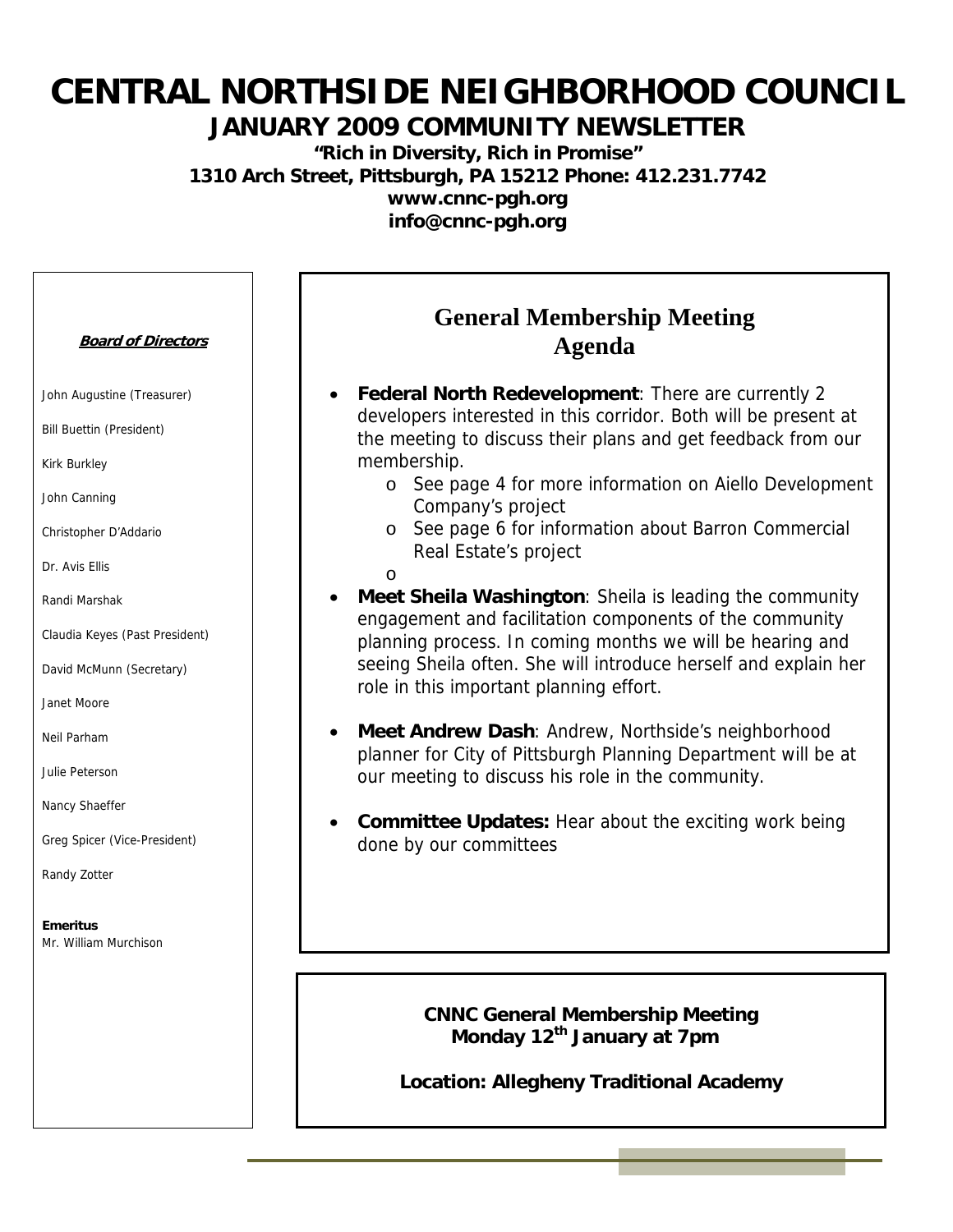# CENTRAL NORTHSIDE NEIGHBORHOOD COUNCIL

## JANUARY 2009 COMMUNITY NEWSLETTER

**"Rich in Diversity, Rich in Promise"**
**1310 Arch Street, Pittsburgh, PA 15212 Phone: 412.231.7742**
**www.cnnc-pgh.org**
**info@cnnc-pgh.org**

## General Membership Meeting Agenda

- **Federal North Redevelopment**: There are currently 2 developers interested in this corridor. Both will be present at the meeting to discuss their plans and get feedback from our membership.
  - See page 4 for more information on Aiello Development Company's project
  - See page 6 for information about Barron Commercial Real Estate's project
- **Meet Sheila Washington**: Sheila is leading the community engagement and facilitation components of the community planning process. In coming months we will be hearing and seeing Sheila often. She will introduce herself and explain her role in this important planning effort.
- **Meet Andrew Dash**: Andrew, Northside's neighborhood planner for City of Pittsburgh Planning Department will be at our meeting to discuss his role in the community.
- **Committee Updates:** Hear about the exciting work being done by our committees

**CNNC General Membership Meeting**
**Monday 12th January at 7pm**

**Location: Allegheny Traditional Academy**

**Board of Directors**

John Augustine (Treasurer)

Bill Buettin (President)

Kirk Burkley

John Canning

Christopher D'Addario

Dr. Avis Ellis

Randi Marshak

Claudia Keyes (Past President)

David McMunn (Secretary)

Janet Moore

Neil Parham

Julie Peterson

Nancy Shaeffer

Greg Spicer (Vice-President)

Randy Zotter

**Emeritus**
Mr. William Murchison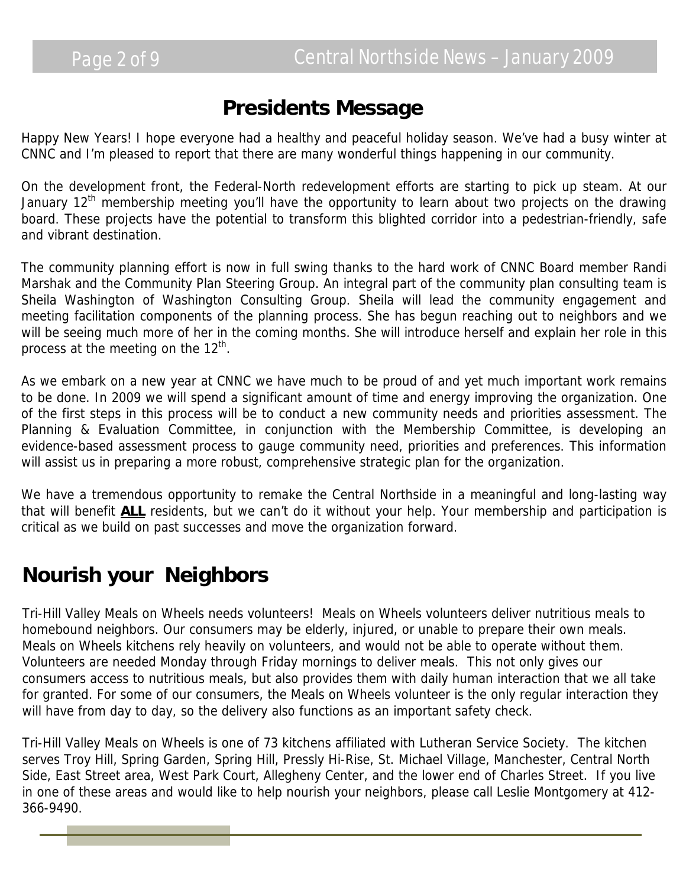## Presidents Message

Happy New Years! I hope everyone had a healthy and peaceful holiday season. We've had a busy winter at CNNC and I'm pleased to report that there are many wonderful things happening in our community.

On the development front, the Federal-North redevelopment efforts are starting to pick up steam. At our January 12th membership meeting you'll have the opportunity to learn about two projects on the drawing board. These projects have the potential to transform this blighted corridor into a pedestrian-friendly, safe and vibrant destination.

The community planning effort is now in full swing thanks to the hard work of CNNC Board member Randi Marshak and the Community Plan Steering Group. An integral part of the community plan consulting team is Sheila Washington of Washington Consulting Group. Sheila will lead the community engagement and meeting facilitation components of the planning process. She has begun reaching out to neighbors and we will be seeing much more of her in the coming months. She will introduce herself and explain her role in this process at the meeting on the 12th.

As we embark on a new year at CNNC we have much to be proud of and yet much important work remains to be done. In 2009 we will spend a significant amount of time and energy improving the organization. One of the first steps in this process will be to conduct a new community needs and priorities assessment. The Planning & Evaluation Committee, in conjunction with the Membership Committee, is developing an evidence-based assessment process to gauge community need, priorities and preferences. This information will assist us in preparing a more robust, comprehensive strategic plan for the organization.

We have a tremendous opportunity to remake the Central Northside in a meaningful and long-lasting way that will benefit **ALL** residents, but we can't do it without your help. Your membership and participation is critical as we build on past successes and move the organization forward.

## Nourish your Neighbors

Tri-Hill Valley Meals on Wheels needs volunteers! Meals on Wheels volunteers deliver nutritious meals to homebound neighbors. Our consumers may be elderly, injured, or unable to prepare their own meals. Meals on Wheels kitchens rely heavily on volunteers, and would not be able to operate without them. Volunteers are needed Monday through Friday mornings to deliver meals. This not only gives our consumers access to nutritious meals, but also provides them with daily human interaction that we all take for granted. For some of our consumers, the Meals on Wheels volunteer is the only regular interaction they will have from day to day, so the delivery also functions as an important safety check.

Tri-Hill Valley Meals on Wheels is one of 73 kitchens affiliated with Lutheran Service Society. The kitchen serves Troy Hill, Spring Garden, Spring Hill, Pressly Hi-Rise, St. Michael Village, Manchester, Central North Side, East Street area, West Park Court, Allegheny Center, and the lower end of Charles Street. If you live in one of these areas and would like to help nourish your neighbors, please call Leslie Montgomery at 412-366-9490.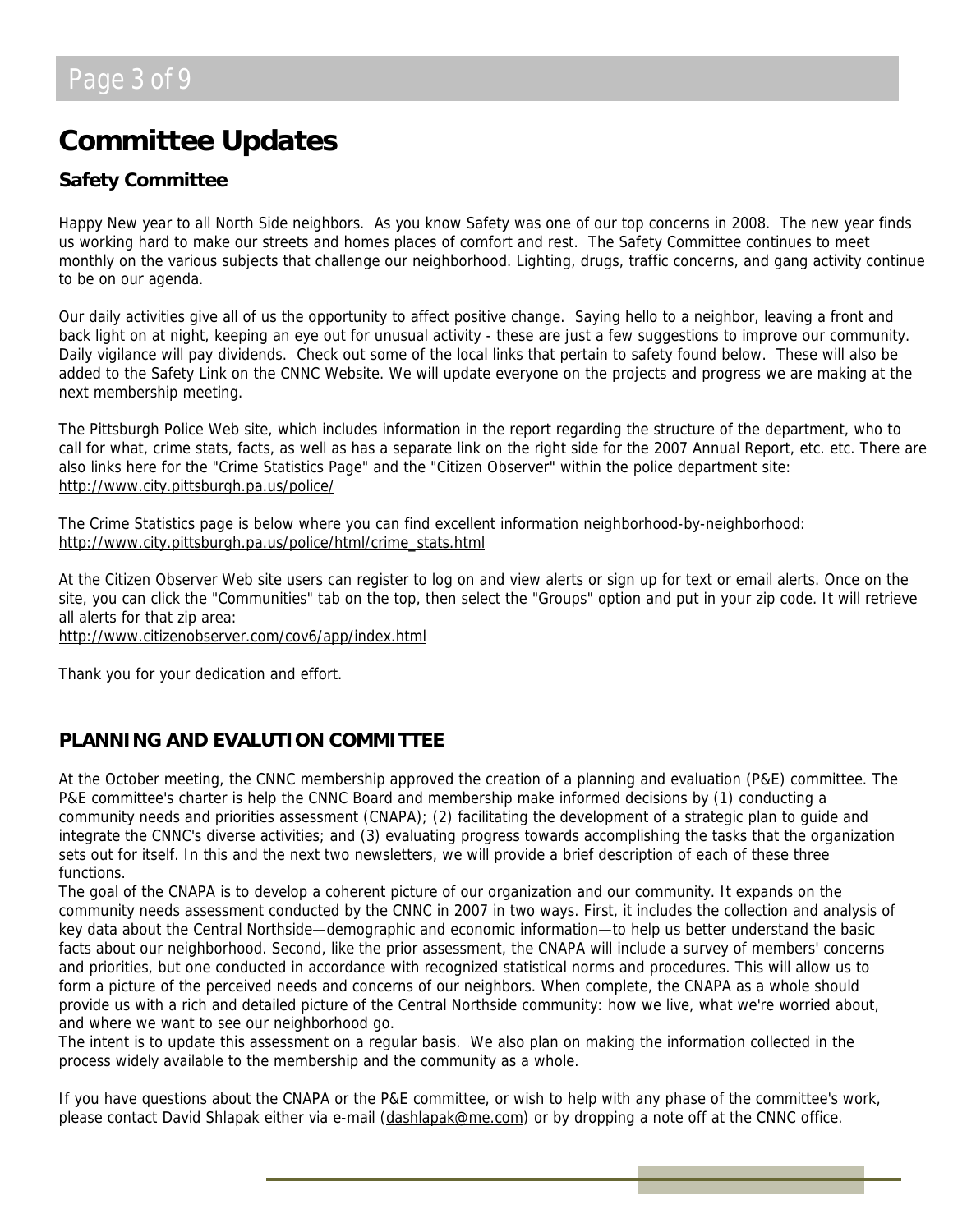# Committee Updates

## Safety Committee

Happy New year to all North Side neighbors. As you know Safety was one of our top concerns in 2008. The new year finds us working hard to make our streets and homes places of comfort and rest. The Safety Committee continues to meet monthly on the various subjects that challenge our neighborhood. Lighting, drugs, traffic concerns, and gang activity continue to be on our agenda.

Our daily activities give all of us the opportunity to affect positive change. Saying hello to a neighbor, leaving a front and back light on at night, keeping an eye out for unusual activity - these are just a few suggestions to improve our community. Daily vigilance will pay dividends. Check out some of the local links that pertain to safety found below. These will also be added to the Safety Link on the CNNC Website. We will update everyone on the projects and progress we are making at the next membership meeting.

The Pittsburgh Police Web site, which includes information in the report regarding the structure of the department, who to call for what, crime stats, facts, as well as has a separate link on the right side for the 2007 Annual Report, etc. etc. There are also links here for the "Crime Statistics Page" and the "Citizen Observer" within the police department site: http://www.city.pittsburgh.pa.us/police/

The Crime Statistics page is below where you can find excellent information neighborhood-by-neighborhood: http://www.city.pittsburgh.pa.us/police/html/crime_stats.html

At the Citizen Observer Web site users can register to log on and view alerts or sign up for text or email alerts. Once on the site, you can click the "Communities" tab on the top, then select the "Groups" option and put in your zip code. It will retrieve all alerts for that zip area:
http://www.citizenobserver.com/cov6/app/index.html

Thank you for your dedication and effort.

## PLANNING AND EVALUTION COMMITTEE

At the October meeting, the CNNC membership approved the creation of a planning and evaluation (P&E) committee. The P&E committee's charter is help the CNNC Board and membership make informed decisions by (1) conducting a community needs and priorities assessment (CNAPA); (2) facilitating the development of a strategic plan to guide and integrate the CNNC's diverse activities; and (3) evaluating progress towards accomplishing the tasks that the organization sets out for itself. In this and the next two newsletters, we will provide a brief description of each of these three functions.

The goal of the CNAPA is to develop a coherent picture of our organization and our community. It expands on the community needs assessment conducted by the CNNC in 2007 in two ways. First, it includes the collection and analysis of key data about the Central Northside—demographic and economic information—to help us better understand the basic facts about our neighborhood. Second, like the prior assessment, the CNAPA will include a survey of members' concerns and priorities, but one conducted in accordance with recognized statistical norms and procedures. This will allow us to form a picture of the perceived needs and concerns of our neighbors. When complete, the CNAPA as a whole should provide us with a rich and detailed picture of the Central Northside community: how we live, what we're worried about, and where we want to see our neighborhood go.

The intent is to update this assessment on a regular basis. We also plan on making the information collected in the process widely available to the membership and the community as a whole.

If you have questions about the CNAPA or the P&E committee, or wish to help with any phase of the committee's work, please contact David Shlapak either via e-mail (dashlapak@me.com) or by dropping a note off at the CNNC office.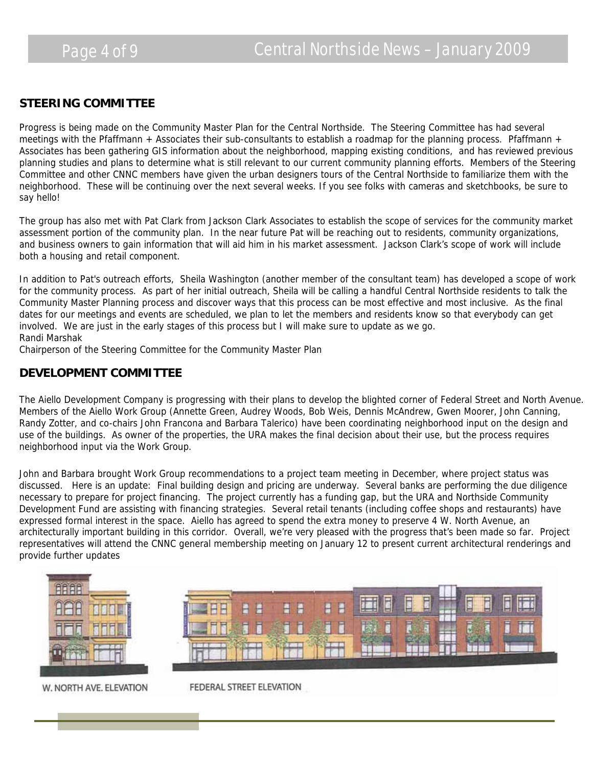## STEERING COMMITTEE

Progress is being made on the Community Master Plan for the Central Northside. The Steering Committee has had several meetings with the Pfaffmann + Associates their sub-consultants to establish a roadmap for the planning process. Pfaffmann + Associates has been gathering GIS information about the neighborhood, mapping existing conditions, and has reviewed previous planning studies and plans to determine what is still relevant to our current community planning efforts. Members of the Steering Committee and other CNNC members have given the urban designers tours of the Central Northside to familiarize them with the neighborhood. These will be continuing over the next several weeks. If you see folks with cameras and sketchbooks, be sure to say hello!

The group has also met with Pat Clark from Jackson Clark Associates to establish the scope of services for the community market assessment portion of the community plan. In the near future Pat will be reaching out to residents, community organizations, and business owners to gain information that will aid him in his market assessment. Jackson Clark's scope of work will include both a housing and retail component.

In addition to Pat's outreach efforts, Sheila Washington (another member of the consultant team) has developed a scope of work for the community process. As part of her initial outreach, Sheila will be calling a handful Central Northside residents to talk the Community Master Planning process and discover ways that this process can be most effective and most inclusive. As the final dates for our meetings and events are scheduled, we plan to let the members and residents know so that everybody can get involved. We are just in the early stages of this process but I will make sure to update as we go.
Randi Marshak
Chairperson of the Steering Committee for the Community Master Plan

## DEVELOPMENT COMMITTEE

The Aiello Development Company is progressing with their plans to develop the blighted corner of Federal Street and North Avenue. Members of the Aiello Work Group (Annette Green, Audrey Woods, Bob Weis, Dennis McAndrew, Gwen Moorer, John Canning, Randy Zotter, and co-chairs John Francona and Barbara Talerico) have been coordinating neighborhood input on the design and use of the buildings. As owner of the properties, the URA makes the final decision about their use, but the process requires neighborhood input via the Work Group.

John and Barbara brought Work Group recommendations to a project team meeting in December, where project status was discussed. Here is an update: Final building design and pricing are underway. Several banks are performing the due diligence necessary to prepare for project financing. The project currently has a funding gap, but the URA and Northside Community Development Fund are assisting with financing strategies. Several retail tenants (including coffee shops and restaurants) have expressed formal interest in the space. Aiello has agreed to spend the extra money to preserve 4 W. North Avenue, an architecturally important building in this corridor. Overall, we're very pleased with the progress that's been made so far. Project representatives will attend the CNNC general membership meeting on January 12 to present current architectural renderings and provide further updates

W. NORTH AVE. ELEVATION

FEDERAL STREET ELEVATION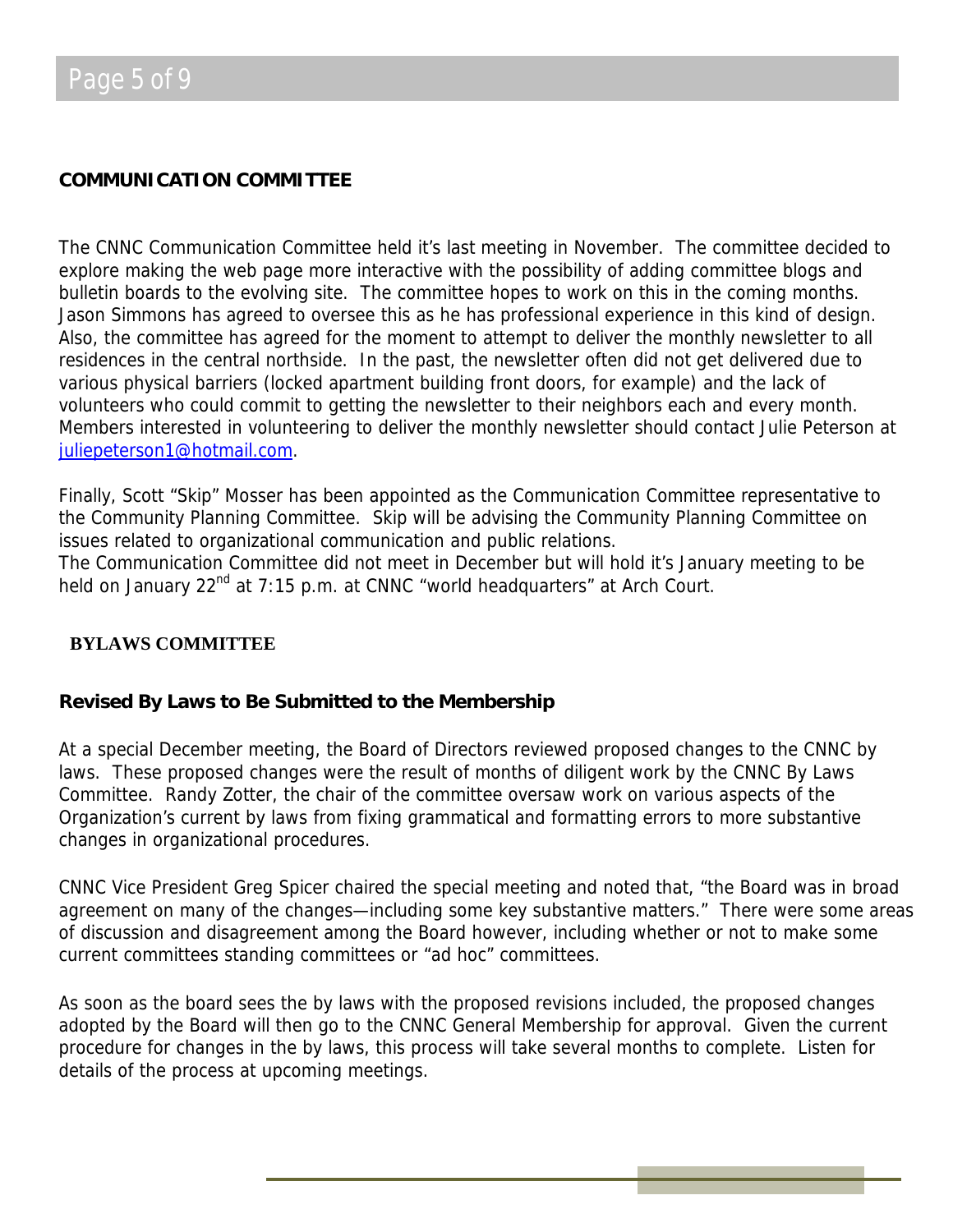## COMMUNICATION COMMITTEE

The CNNC Communication Committee held it's last meeting in November. The committee decided to explore making the web page more interactive with the possibility of adding committee blogs and bulletin boards to the evolving site. The committee hopes to work on this in the coming months. Jason Simmons has agreed to oversee this as he has professional experience in this kind of design. Also, the committee has agreed for the moment to attempt to deliver the monthly newsletter to all residences in the central northside. In the past, the newsletter often did not get delivered due to various physical barriers (locked apartment building front doors, for example) and the lack of volunteers who could commit to getting the newsletter to their neighbors each and every month. Members interested in volunteering to deliver the monthly newsletter should contact Julie Peterson at juliepeterson1@hotmail.com.

Finally, Scott "Skip" Mosser has been appointed as the Communication Committee representative to the Community Planning Committee. Skip will be advising the Community Planning Committee on issues related to organizational communication and public relations.
The Communication Committee did not meet in December but will hold it's January meeting to be held on January 22nd at 7:15 p.m. at CNNC "world headquarters" at Arch Court.

## BYLAWS COMMITTEE

### Revised By Laws to Be Submitted to the Membership

At a special December meeting, the Board of Directors reviewed proposed changes to the CNNC by laws. These proposed changes were the result of months of diligent work by the CNNC By Laws Committee. Randy Zotter, the chair of the committee oversaw work on various aspects of the Organization's current by laws from fixing grammatical and formatting errors to more substantive changes in organizational procedures.

CNNC Vice President Greg Spicer chaired the special meeting and noted that, "the Board was in broad agreement on many of the changes—including some key substantive matters." There were some areas of discussion and disagreement among the Board however, including whether or not to make some current committees standing committees or "ad hoc" committees.

As soon as the board sees the by laws with the proposed revisions included, the proposed changes adopted by the Board will then go to the CNNC General Membership for approval. Given the current procedure for changes in the by laws, this process will take several months to complete. Listen for details of the process at upcoming meetings.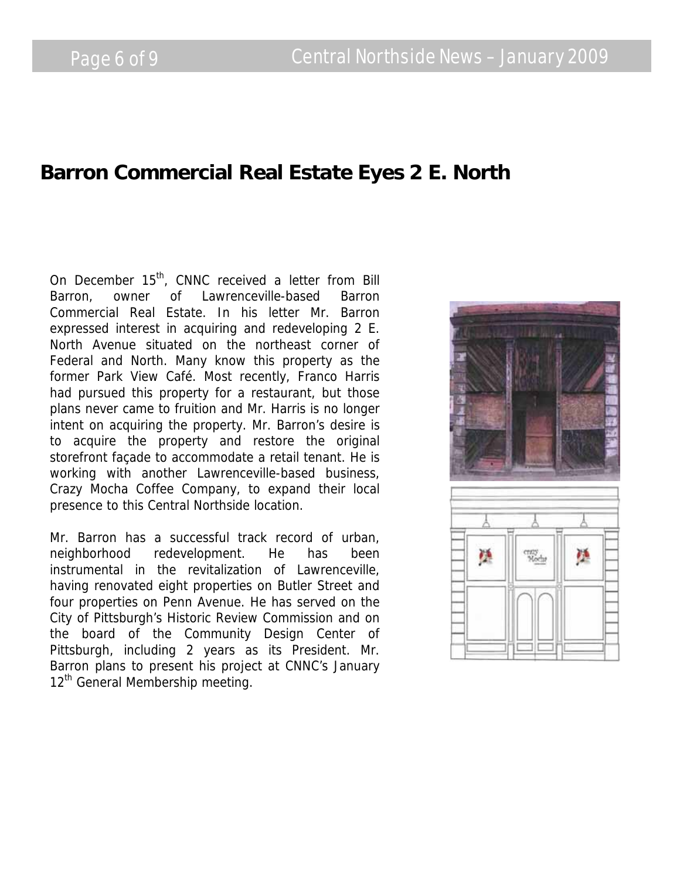# Barron Commercial Real Estate Eyes 2 E. North

On December 15th, CNNC received a letter from Bill Barron, owner of Lawrenceville-based Barron Commercial Real Estate. In his letter Mr. Barron expressed interest in acquiring and redeveloping 2 E. North Avenue situated on the northeast corner of Federal and North. Many know this property as the former Park View Café. Most recently, Franco Harris had pursued this property for a restaurant, but those plans never came to fruition and Mr. Harris is no longer intent on acquiring the property. Mr. Barron's desire is to acquire the property and restore the original storefront façade to accommodate a retail tenant. He is working with another Lawrenceville-based business, Crazy Mocha Coffee Company, to expand their local presence to this Central Northside location.

Mr. Barron has a successful track record of urban, neighborhood redevelopment. He has been instrumental in the revitalization of Lawrenceville, having renovated eight properties on Butler Street and four properties on Penn Avenue. He has served on the City of Pittsburgh's Historic Review Commission and on the board of the Community Design Center of Pittsburgh, including 2 years as its President. Mr. Barron plans to present his project at CNNC's January 12th General Membership meeting.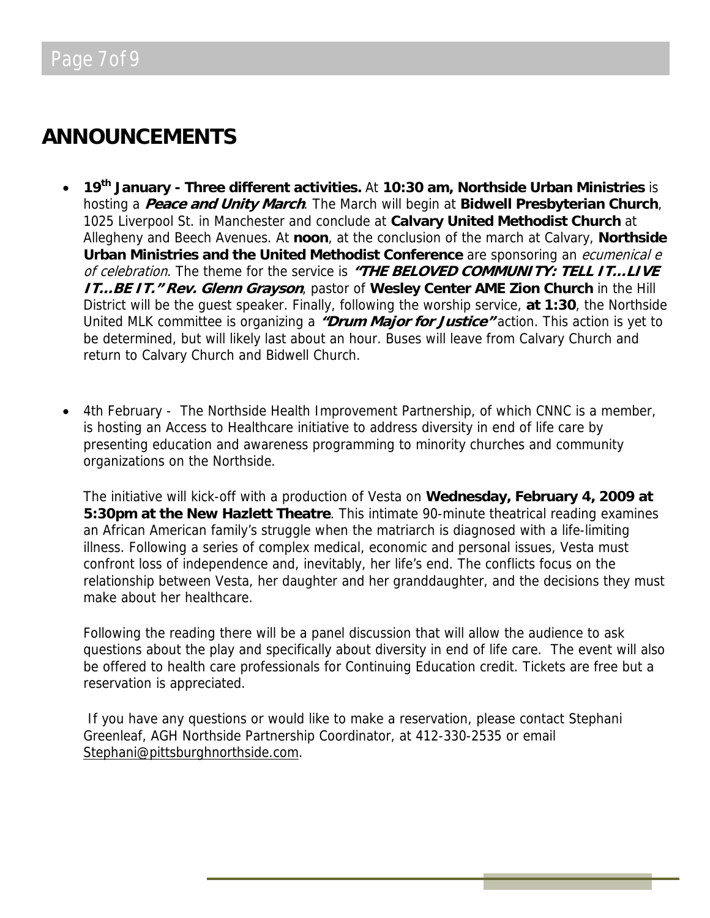# ANNOUNCEMENTS

- **19th January - Three different activities.** At **10:30 am, Northside Urban Ministries** is hosting a ***Peace and Unity March***. The March will begin at **Bidwell Presbyterian Church**, 1025 Liverpool St. in Manchester and conclude at **Calvary United Methodist Church** at Allegheny and Beech Avenues. At **noon**, at the conclusion of the march at Calvary, **Northside Urban Ministries and the United Methodist Conference** are sponsoring an *ecumenical e of celebration*. The theme for the service is ***"THE BELOVED COMMUNITY: TELL IT…LIVE IT…BE IT." Rev. Glenn Grayson***, pastor of **Wesley Center AME Zion Church** in the Hill District will be the guest speaker. Finally, following the worship service, **at 1:30**, the Northside United MLK committee is organizing a ***"Drum Major for Justice"*** action. This action is yet to be determined, but will likely last about an hour. Buses will leave from Calvary Church and return to Calvary Church and Bidwell Church.

- 4th February - The Northside Health Improvement Partnership, of which CNNC is a member, is hosting an Access to Healthcare initiative to address diversity in end of life care by presenting education and awareness programming to minority churches and community organizations on the Northside.

  The initiative will kick-off with a production of Vesta on **Wednesday, February 4, 2009 at 5:30pm at the New Hazlett Theatre**. This intimate 90-minute theatrical reading examines an African American family's struggle when the matriarch is diagnosed with a life-limiting illness. Following a series of complex medical, economic and personal issues, Vesta must confront loss of independence and, inevitably, her life's end. The conflicts focus on the relationship between Vesta, her daughter and her granddaughter, and the decisions they must make about her healthcare.

  Following the reading there will be a panel discussion that will allow the audience to ask questions about the play and specifically about diversity in end of life care. The event will also be offered to health care professionals for Continuing Education credit. Tickets are free but a reservation is appreciated.

  If you have any questions or would like to make a reservation, please contact Stephani Greenleaf, AGH Northside Partnership Coordinator, at 412-330-2535 or email Stephani@pittsburghnorthside.com.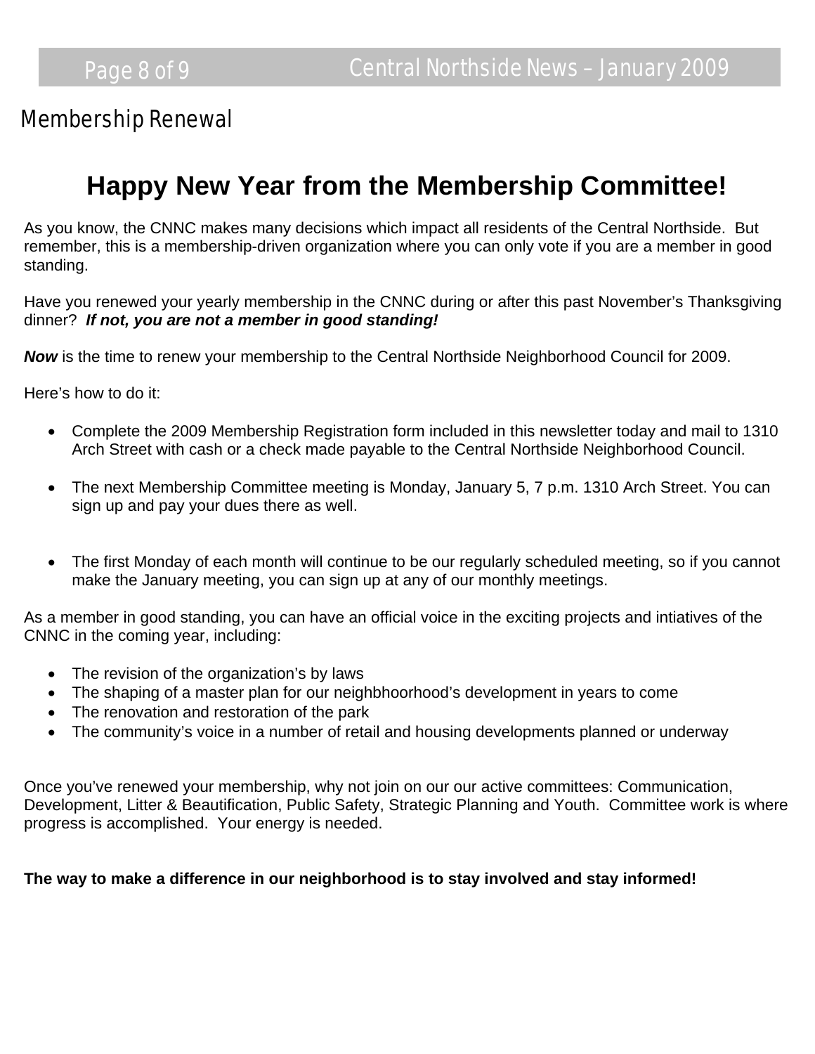## Membership Renewal

# Happy New Year from the Membership Committee!

As you know, the CNNC makes many decisions which impact all residents of the Central Northside. But remember, this is a membership-driven organization where you can only vote if you are a member in good standing.

Have you renewed your yearly membership in the CNNC during or after this past November's Thanksgiving dinner? ***If not, you are not a member in good standing!***

***Now*** is the time to renew your membership to the Central Northside Neighborhood Council for 2009.

Here's how to do it:

- Complete the 2009 Membership Registration form included in this newsletter today and mail to 1310 Arch Street with cash or a check made payable to the Central Northside Neighborhood Council.
- The next Membership Committee meeting is Monday, January 5, 7 p.m. 1310 Arch Street. You can sign up and pay your dues there as well.
- The first Monday of each month will continue to be our regularly scheduled meeting, so if you cannot make the January meeting, you can sign up at any of our monthly meetings.

As a member in good standing, you can have an official voice in the exciting projects and intiatives of the CNNC in the coming year, including:

- The revision of the organization's by laws
- The shaping of a master plan for our neighbhoorhood's development in years to come
- The renovation and restoration of the park
- The community's voice in a number of retail and housing developments planned or underway

Once you've renewed your membership, why not join on our our active committees: Communication, Development, Litter & Beautification, Public Safety, Strategic Planning and Youth. Committee work is where progress is accomplished. Your energy is needed.

**The way to make a difference in our neighborhood is to stay involved and stay informed!**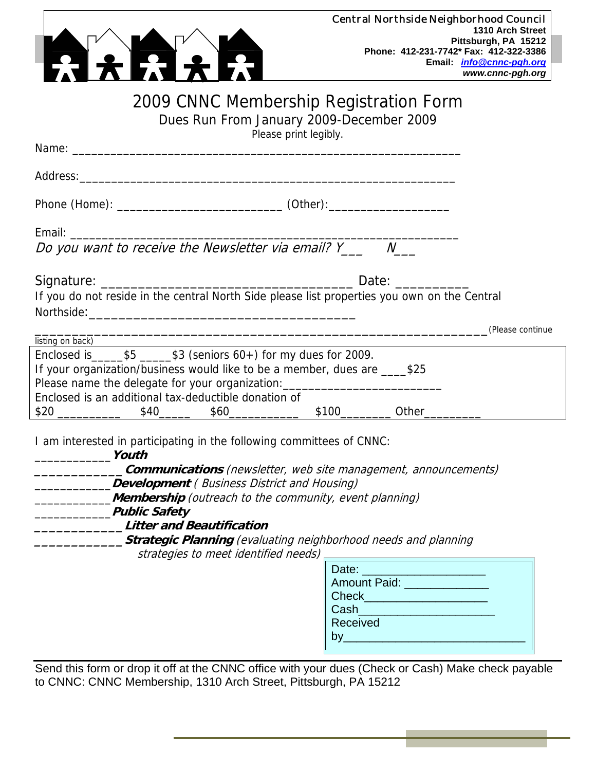Central Northside Neighborhood Council
**1310 Arch Street**
**Pittsburgh, PA 15212**
**Phone: 412-231-7742\* Fax: 412-322-3386**
**Email: *info@cnnc-pgh.org***
***www.cnnc-pgh.org***

# 2009 CNNC Membership Registration Form

Dues Run From January 2009-December 2009

Please print legibly.

Name: ____________________________________________________________

Address:___________________________________________________________

Phone (Home): __________________________ (Other):__________________

Email: _____________________________________________________________

*Do you want to receive the Newsletter via email? Y___ N___*

Signature: ___________________________________ Date: __________

If you do not reside in the central North Side please list properties you own on the Central Northside:______________________________________

_____________________________________________________________(Please continue listing on back)

Enclosed is_____$5 _____$3 (seniors 60+) for my dues for 2009.
If your organization/business would like to be a member, dues are ____$25
Please name the delegate for your organization:_________________________
Enclosed is an additional tax-deductible donation of
$20 __________ $40_____ $60___________ $100________ Other_________

I am interested in participating in the following committees of CNNC:

____________ ***Youth***
____________ ***Communications*** *(newsletter, web site management, announcements)*
____________ ***Development*** *( Business District and Housing)*
____________ ***Membership*** *(outreach to the community, event planning)*
____________ ***Public Safety***
____________ ***Litter and Beautification***
____________ ***Strategic Planning*** *(evaluating neighborhood needs and planning strategies to meet identified needs)*

Date: ___________________
Amount Paid: _____________
Check___________________
Cash_____________________
Received by_____________________________

Send this form or drop it off at the CNNC office with your dues (Check or Cash) Make check payable to CNNC: CNNC Membership, 1310 Arch Street, Pittsburgh, PA 15212